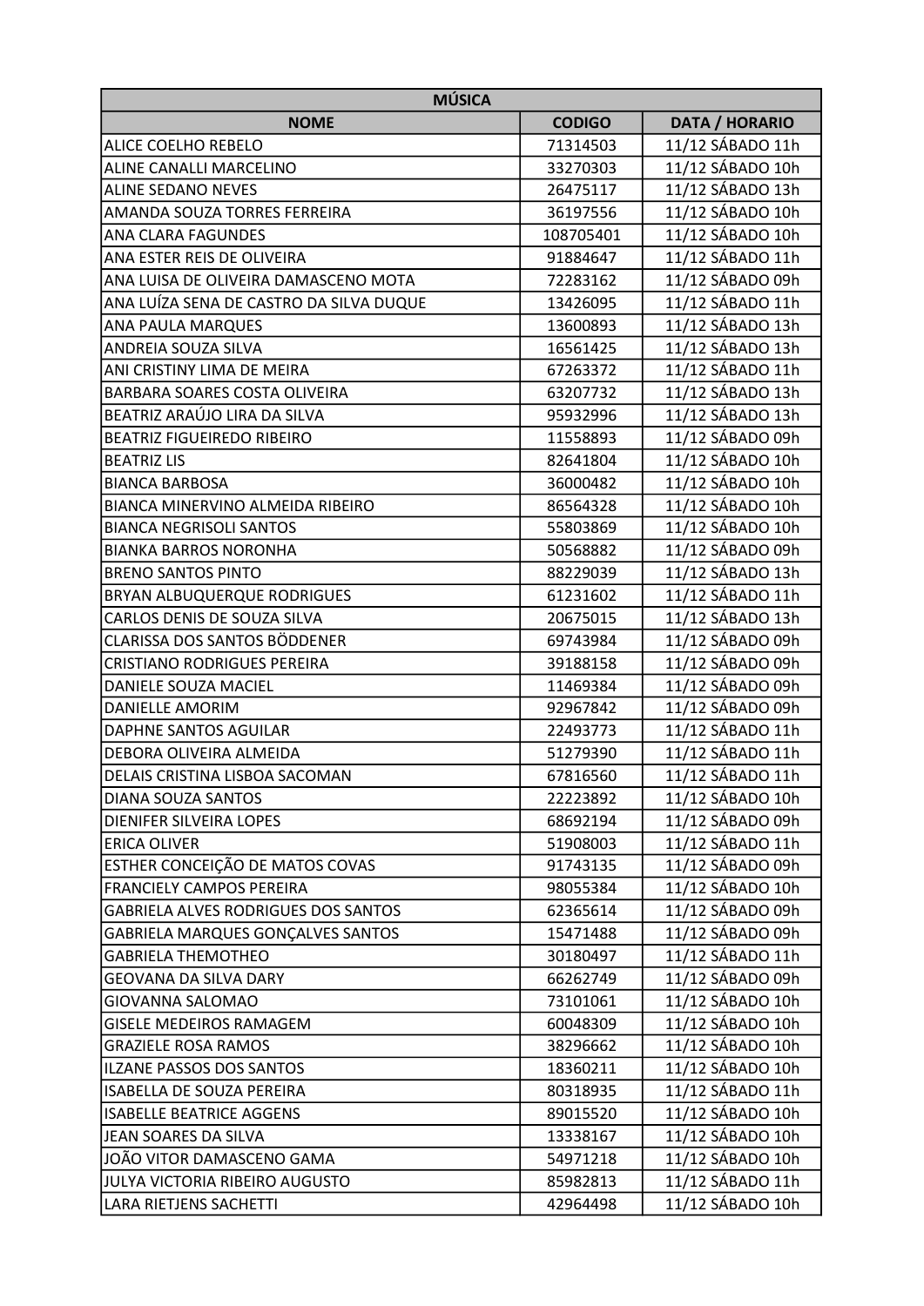| MÚSICA | | |
|---|---|---|
| **NOME** | **CODIGO** | **DATA / HORARIO** |
| ALICE COELHO REBELO | 71314503 | 11/12 SÁBADO 11h |
| ALINE CANALLI MARCELINO | 33270303 | 11/12 SÁBADO 10h |
| ALINE SEDANO NEVES | 26475117 | 11/12 SÁBADO 13h |
| AMANDA SOUZA TORRES FERREIRA | 36197556 | 11/12 SÁBADO 10h |
| ANA CLARA FAGUNDES | 108705401 | 11/12 SÁBADO 10h |
| ANA ESTER REIS DE OLIVEIRA | 91884647 | 11/12 SÁBADO 11h |
| ANA LUISA DE OLIVEIRA DAMASCENO MOTA | 72283162 | 11/12 SÁBADO 09h |
| ANA LUÍZA SENA DE CASTRO DA SILVA DUQUE | 13426095 | 11/12 SÁBADO 11h |
| ANA PAULA MARQUES | 13600893 | 11/12 SÁBADO 13h |
| ANDREIA SOUZA SILVA | 16561425 | 11/12 SÁBADO 13h |
| ANI CRISTINY LIMA DE MEIRA | 67263372 | 11/12 SÁBADO 11h |
| BARBARA SOARES COSTA OLIVEIRA | 63207732 | 11/12 SÁBADO 13h |
| BEATRIZ ARAÚJO LIRA DA SILVA | 95932996 | 11/12 SÁBADO 13h |
| BEATRIZ FIGUEIREDO RIBEIRO | 11558893 | 11/12 SÁBADO 09h |
| BEATRIZ LIS | 82641804 | 11/12 SÁBADO 10h |
| BIANCA BARBOSA | 36000482 | 11/12 SÁBADO 10h |
| BIANCA MINERVINO ALMEIDA RIBEIRO | 86564328 | 11/12 SÁBADO 10h |
| BIANCA NEGRISOLI SANTOS | 55803869 | 11/12 SÁBADO 10h |
| BIANKA BARROS NORONHA | 50568882 | 11/12 SÁBADO 09h |
| BRENO SANTOS PINTO | 88229039 | 11/12 SÁBADO 13h |
| BRYAN ALBUQUERQUE RODRIGUES | 61231602 | 11/12 SÁBADO 11h |
| CARLOS DENIS DE SOUZA SILVA | 20675015 | 11/12 SÁBADO 13h |
| CLARISSA DOS SANTOS BÖDDENER | 69743984 | 11/12 SÁBADO 09h |
| CRISTIANO RODRIGUES PEREIRA | 39188158 | 11/12 SÁBADO 09h |
| DANIELE SOUZA MACIEL | 11469384 | 11/12 SÁBADO 09h |
| DANIELLE AMORIM | 92967842 | 11/12 SÁBADO 09h |
| DAPHNE SANTOS AGUILAR | 22493773 | 11/12 SÁBADO 11h |
| DEBORA OLIVEIRA ALMEIDA | 51279390 | 11/12 SÁBADO 11h |
| DELAIS CRISTINA LISBOA SACOMAN | 67816560 | 11/12 SÁBADO 11h |
| DIANA SOUZA SANTOS | 22223892 | 11/12 SÁBADO 10h |
| DIENIFER SILVEIRA LOPES | 68692194 | 11/12 SÁBADO 09h |
| ERICA OLIVER | 51908003 | 11/12 SÁBADO 11h |
| ESTHER CONCEIÇÃO DE MATOS COVAS | 91743135 | 11/12 SÁBADO 09h |
| FRANCIELY CAMPOS PEREIRA | 98055384 | 11/12 SÁBADO 10h |
| GABRIELA ALVES RODRIGUES DOS SANTOS | 62365614 | 11/12 SÁBADO 09h |
| GABRIELA MARQUES GONÇALVES SANTOS | 15471488 | 11/12 SÁBADO 09h |
| GABRIELA THEMOTHEO | 30180497 | 11/12 SÁBADO 11h |
| GEOVANA DA SILVA DARY | 66262749 | 11/12 SÁBADO 09h |
| GIOVANNA SALOMAO | 73101061 | 11/12 SÁBADO 10h |
| GISELE MEDEIROS RAMAGEM | 60048309 | 11/12 SÁBADO 10h |
| GRAZIELE ROSA RAMOS | 38296662 | 11/12 SÁBADO 10h |
| ILZANE PASSOS DOS SANTOS | 18360211 | 11/12 SÁBADO 10h |
| ISABELLA DE SOUZA PEREIRA | 80318935 | 11/12 SÁBADO 11h |
| ISABELLE BEATRICE AGGENS | 89015520 | 11/12 SÁBADO 10h |
| JEAN SOARES DA SILVA | 13338167 | 11/12 SÁBADO 10h |
| JOÃO VITOR DAMASCENO GAMA | 54971218 | 11/12 SÁBADO 10h |
| JULYA VICTORIA RIBEIRO AUGUSTO | 85982813 | 11/12 SÁBADO 11h |
| LARA RIETJENS SACHETTI | 42964498 | 11/12 SÁBADO 10h |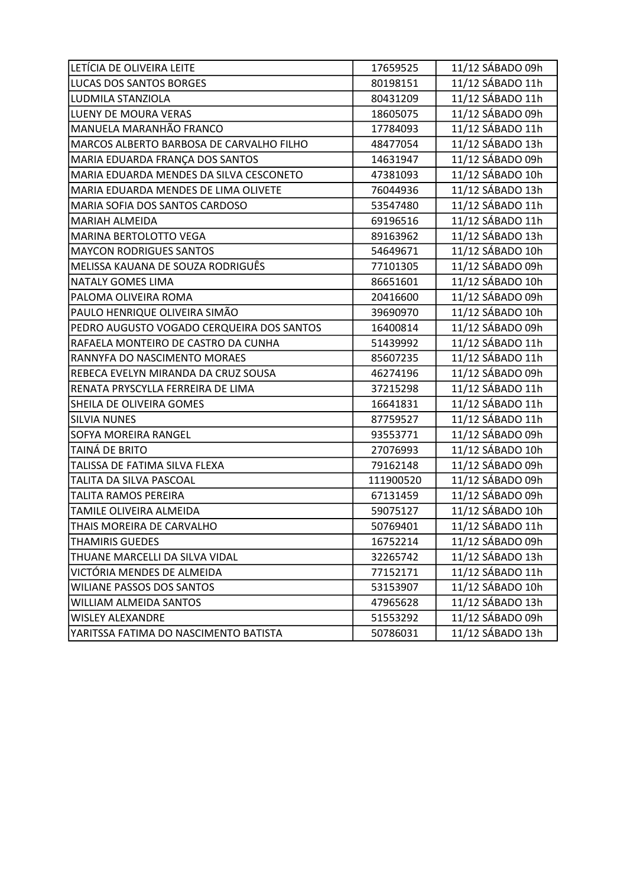| | | |
|---|---|---|
| LETÍCIA DE OLIVEIRA LEITE | 17659525 | 11/12 SÁBADO 09h |
| LUCAS DOS SANTOS BORGES | 80198151 | 11/12 SÁBADO 11h |
| LUDMILA STANZIOLA | 80431209 | 11/12 SÁBADO 11h |
| LUENY DE MOURA VERAS | 18605075 | 11/12 SÁBADO 09h |
| MANUELA MARANHÃO FRANCO | 17784093 | 11/12 SÁBADO 11h |
| MARCOS ALBERTO BARBOSA DE CARVALHO FILHO | 48477054 | 11/12 SÁBADO 13h |
| MARIA EDUARDA FRANÇA DOS SANTOS | 14631947 | 11/12 SÁBADO 09h |
| MARIA EDUARDA MENDES DA SILVA CESCONETO | 47381093 | 11/12 SÁBADO 10h |
| MARIA EDUARDA MENDES DE LIMA OLIVETE | 76044936 | 11/12 SÁBADO 13h |
| MARIA SOFIA DOS SANTOS CARDOSO | 53547480 | 11/12 SÁBADO 11h |
| MARIAH ALMEIDA | 69196516 | 11/12 SÁBADO 11h |
| MARINA BERTOLOTTO VEGA | 89163962 | 11/12 SÁBADO 13h |
| MAYCON RODRIGUES SANTOS | 54649671 | 11/12 SÁBADO 10h |
| MELISSA KAUANA DE SOUZA RODRIGUÊS | 77101305 | 11/12 SÁBADO 09h |
| NATALY GOMES LIMA | 86651601 | 11/12 SÁBADO 10h |
| PALOMA OLIVEIRA ROMA | 20416600 | 11/12 SÁBADO 09h |
| PAULO HENRIQUE OLIVEIRA SIMÃO | 39690970 | 11/12 SÁBADO 10h |
| PEDRO AUGUSTO VOGADO CERQUEIRA DOS SANTOS | 16400814 | 11/12 SÁBADO 09h |
| RAFAELA MONTEIRO DE CASTRO DA CUNHA | 51439992 | 11/12 SÁBADO 11h |
| RANNYFA DO NASCIMENTO MORAES | 85607235 | 11/12 SÁBADO 11h |
| REBECA EVELYN MIRANDA DA CRUZ SOUSA | 46274196 | 11/12 SÁBADO 09h |
| RENATA PRYSCYLLA FERREIRA DE LIMA | 37215298 | 11/12 SÁBADO 11h |
| SHEILA DE OLIVEIRA GOMES | 16641831 | 11/12 SÁBADO 11h |
| SILVIA NUNES | 87759527 | 11/12 SÁBADO 11h |
| SOFYA MOREIRA RANGEL | 93553771 | 11/12 SÁBADO 09h |
| TAINÁ DE BRITO | 27076993 | 11/12 SÁBADO 10h |
| TALISSA DE FATIMA SILVA FLEXA | 79162148 | 11/12 SÁBADO 09h |
| TALITA DA SILVA PASCOAL | 111900520 | 11/12 SÁBADO 09h |
| TALITA RAMOS PEREIRA | 67131459 | 11/12 SÁBADO 09h |
| TAMILE OLIVEIRA ALMEIDA | 59075127 | 11/12 SÁBADO 10h |
| THAIS MOREIRA DE CARVALHO | 50769401 | 11/12 SÁBADO 11h |
| THAMIRIS GUEDES | 16752214 | 11/12 SÁBADO 09h |
| THUANE MARCELLI DA SILVA VIDAL | 32265742 | 11/12 SÁBADO 13h |
| VICTÓRIA MENDES DE ALMEIDA | 77152171 | 11/12 SÁBADO 11h |
| WILIANE PASSOS DOS SANTOS | 53153907 | 11/12 SÁBADO 10h |
| WILLIAM ALMEIDA SANTOS | 47965628 | 11/12 SÁBADO 13h |
| WISLEY ALEXANDRE | 51553292 | 11/12 SÁBADO 09h |
| YARITSSA FATIMA DO NASCIMENTO BATISTA | 50786031 | 11/12 SÁBADO 13h |